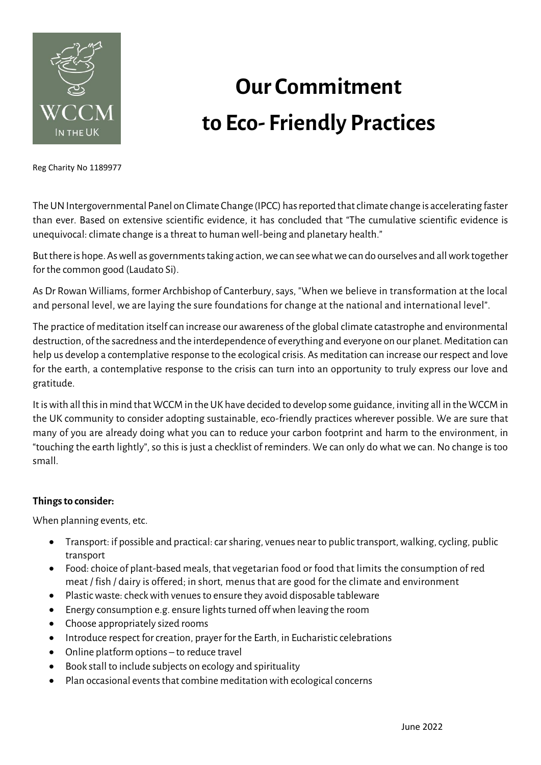WCCM IN THE UK

# Our Commitment to Eco- Friendly Practices

Reg Charity No 1189977

The UN Intergovernmental Panel on Climate Change (IPCC) has reported that climate change is accelerating faster than ever. Based on extensive scientific evidence, it has concluded that "The cumulative scientific evidence is unequivocal: climate change is a threat to human well-being and planetary health."

But there is hope. As well as governments taking action, we can see what we can do ourselves and all work together for the common good (Laudato Si).

As Dr Rowan Williams, former Archbishop of Canterbury, says, "When we believe in transformation at the local and personal level, we are laying the sure foundations for change at the national and international level".

The practice of meditation itself can increase our awareness of the global climate catastrophe and environmental destruction, of the sacredness and the interdependence of everything and everyone on our planet. Meditation can help us develop a contemplative response to the ecological crisis. As meditation can increase our respect and love for the earth, a contemplative response to the crisis can turn into an opportunity to truly express our love and gratitude.

It is with all this in mind that WCCM in the UK have decided to develop some guidance, inviting all in the WCCM in the UK community to consider adopting sustainable, eco-friendly practices wherever possible. We are sure that many of you are already doing what you can to reduce your carbon footprint and harm to the environment, in "touching the earth lightly", so this is just a checklist of reminders. We can only do what we can. No change is too small.

**Things to consider:**

When planning events, etc.

- Transport: if possible and practical: car sharing, venues near to public transport, walking, cycling, public transport
- Food: choice of plant-based meals, that vegetarian food or food that limits the consumption of red meat / fish / dairy is offered; in short, menus that are good for the climate and environment
- Plastic waste: check with venues to ensure they avoid disposable tableware
- Energy consumption e.g. ensure lights turned off when leaving the room
- Choose appropriately sized rooms
- Introduce respect for creation, prayer for the Earth, in Eucharistic celebrations
- Online platform options – to reduce travel
- Book stall to include subjects on ecology and spirituality
- Plan occasional events that combine meditation with ecological concerns

June 2022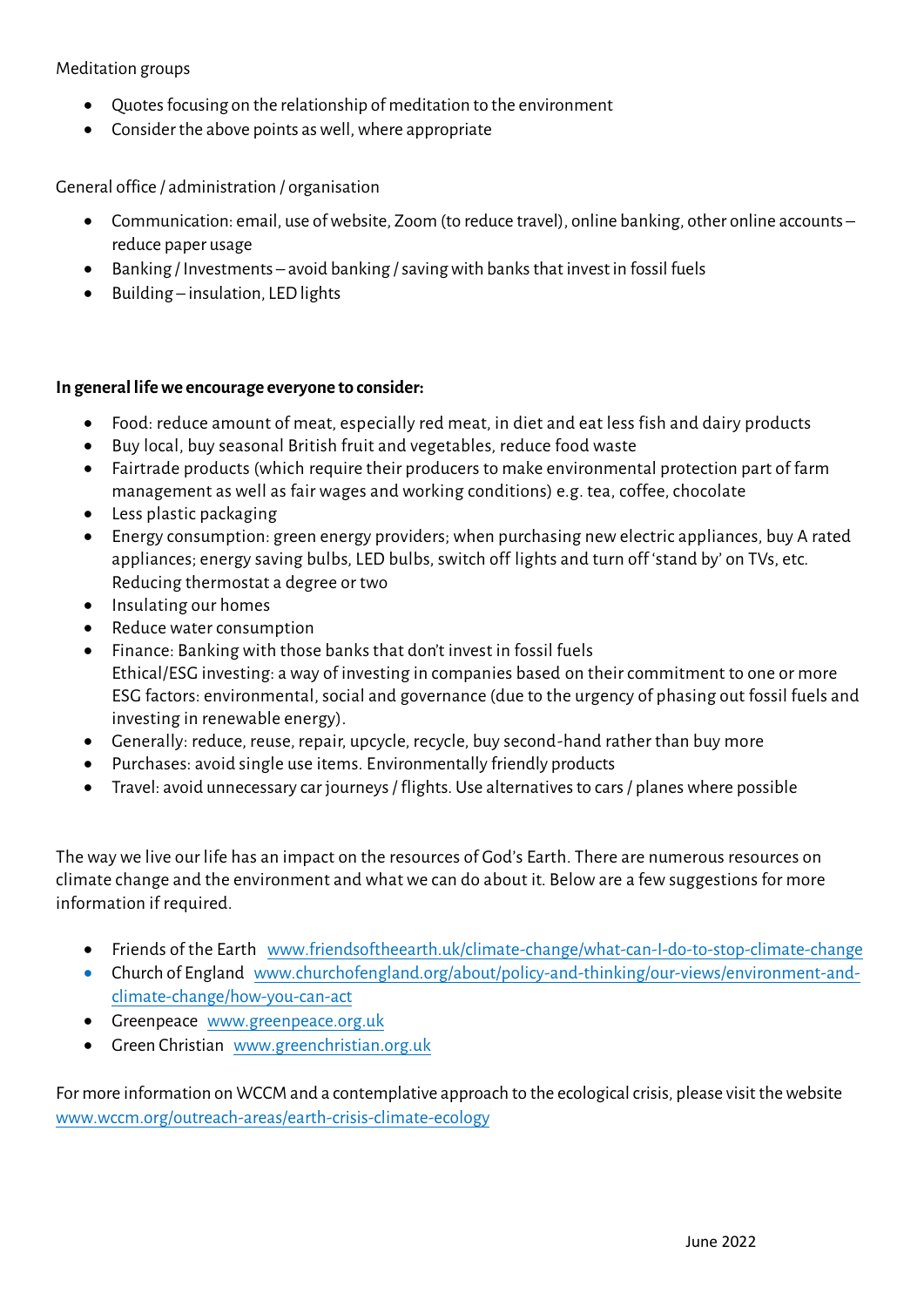Meditation groups

- Quotes focusing on the relationship of meditation to the environment
- Consider the above points as well, where appropriate

General office / administration / organisation

- Communication: email, use of website, Zoom (to reduce travel), online banking, other online accounts – reduce paper usage
- Banking / Investments – avoid banking / saving with banks that invest in fossil fuels
- Building – insulation, LED lights

**In general life we encourage everyone to consider:**

- Food: reduce amount of meat, especially red meat, in diet and eat less fish and dairy products
- Buy local, buy seasonal British fruit and vegetables, reduce food waste
- Fairtrade products (which require their producers to make environmental protection part of farm management as well as fair wages and working conditions) e.g. tea, coffee, chocolate
- Less plastic packaging
- Energy consumption: green energy providers; when purchasing new electric appliances, buy A rated appliances; energy saving bulbs, LED bulbs, switch off lights and turn off 'stand by' on TVs, etc. Reducing thermostat a degree or two
- Insulating our homes
- Reduce water consumption
- Finance: Banking with those banks that don't invest in fossil fuels
  Ethical/ESG investing: a way of investing in companies based on their commitment to one or more ESG factors: environmental, social and governance (due to the urgency of phasing out fossil fuels and investing in renewable energy).
- Generally: reduce, reuse, repair, upcycle, recycle, buy second-hand rather than buy more
- Purchases: avoid single use items. Environmentally friendly products
- Travel: avoid unnecessary car journeys / flights. Use alternatives to cars / planes where possible

The way we live our life has an impact on the resources of God's Earth. There are numerous resources on climate change and the environment and what we can do about it. Below are a few suggestions for more information if required.

- Friends of the Earth www.friendsoftheearth.uk/climate-change/what-can-I-do-to-stop-climate-change
- Church of England www.churchofengland.org/about/policy-and-thinking/our-views/environment-and-climate-change/how-you-can-act
- Greenpeace www.greenpeace.org.uk
- Green Christian www.greenchristian.org.uk

For more information on WCCM and a contemplative approach to the ecological crisis, please visit the website www.wccm.org/outreach-areas/earth-crisis-climate-ecology

June 2022